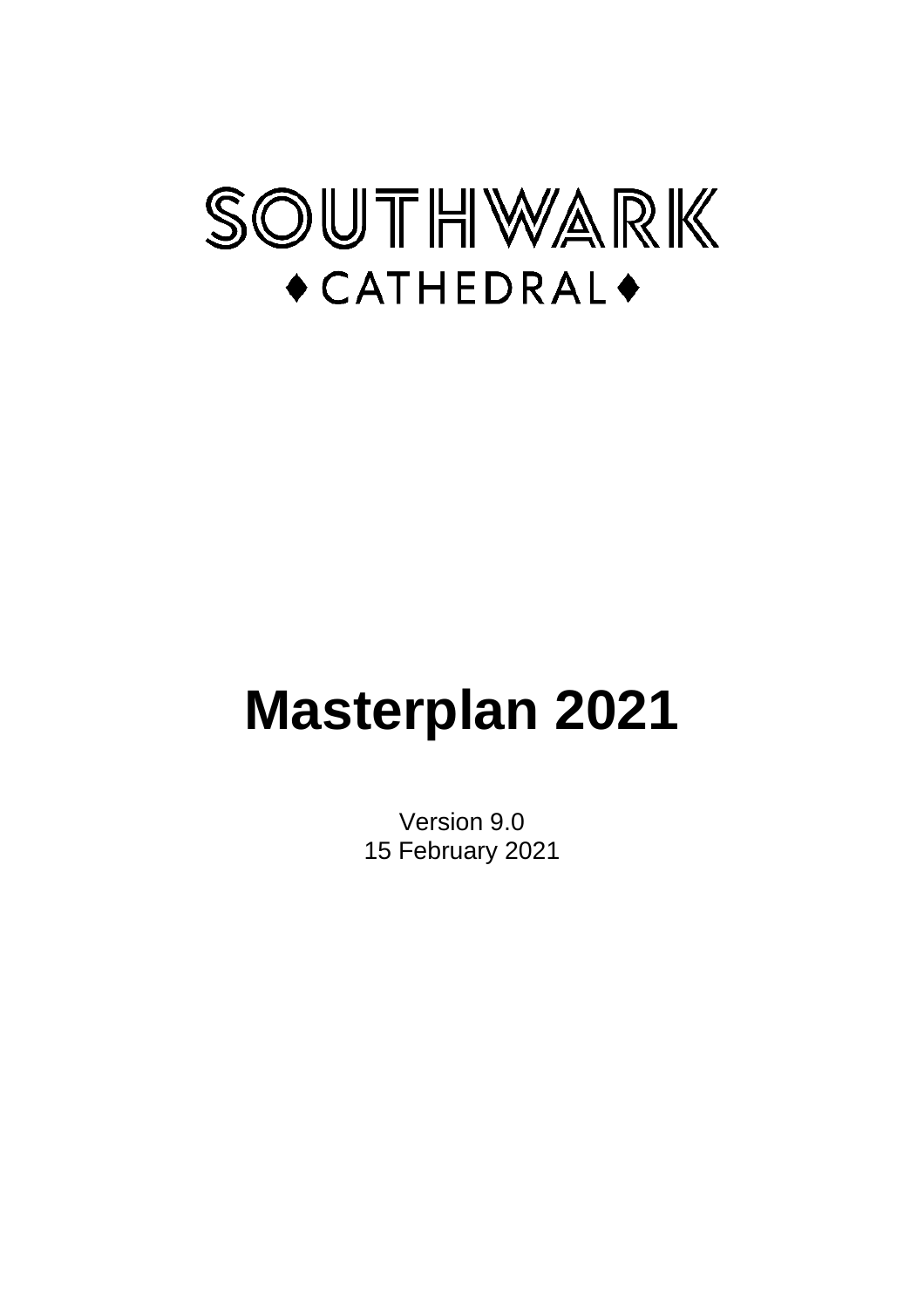SOUTHWARK

♦ CATHEDRAL ♦

# Masterplan 2021

Version 9.0
15 February 2021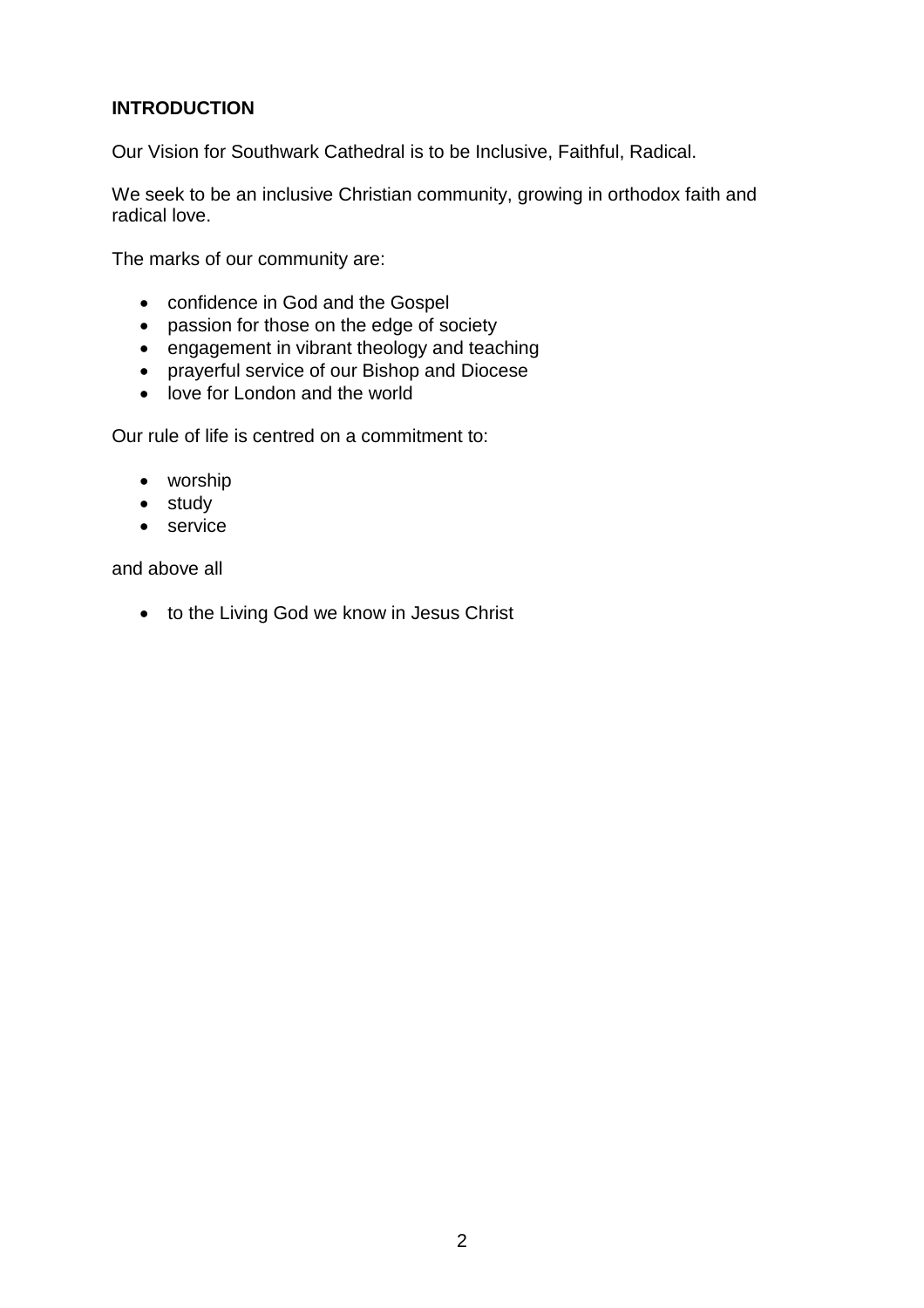**INTRODUCTION**

Our Vision for Southwark Cathedral is to be Inclusive, Faithful, Radical.

We seek to be an inclusive Christian community, growing in orthodox faith and radical love.

The marks of our community are:

- confidence in God and the Gospel
- passion for those on the edge of society
- engagement in vibrant theology and teaching
- prayerful service of our Bishop and Diocese
- love for London and the world

Our rule of life is centred on a commitment to:

- worship
- study
- service

and above all

- to the Living God we know in Jesus Christ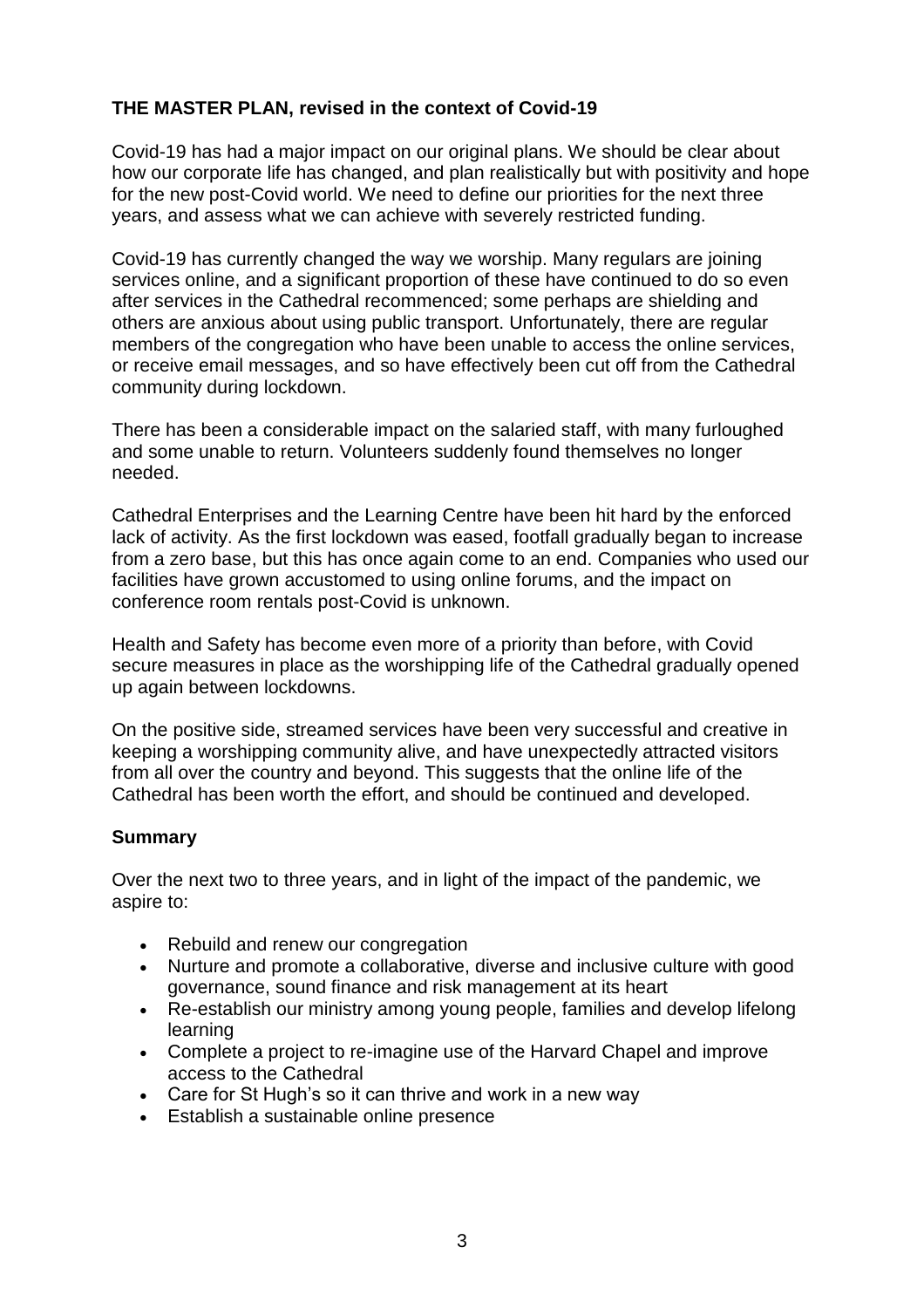## THE MASTER PLAN, revised in the context of Covid-19

Covid-19 has had a major impact on our original plans. We should be clear about how our corporate life has changed, and plan realistically but with positivity and hope for the new post-Covid world. We need to define our priorities for the next three years, and assess what we can achieve with severely restricted funding.

Covid-19 has currently changed the way we worship. Many regulars are joining services online, and a significant proportion of these have continued to do so even after services in the Cathedral recommenced; some perhaps are shielding and others are anxious about using public transport. Unfortunately, there are regular members of the congregation who have been unable to access the online services, or receive email messages, and so have effectively been cut off from the Cathedral community during lockdown.

There has been a considerable impact on the salaried staff, with many furloughed and some unable to return. Volunteers suddenly found themselves no longer needed.

Cathedral Enterprises and the Learning Centre have been hit hard by the enforced lack of activity. As the first lockdown was eased, footfall gradually began to increase from a zero base, but this has once again come to an end. Companies who used our facilities have grown accustomed to using online forums, and the impact on conference room rentals post-Covid is unknown.

Health and Safety has become even more of a priority than before, with Covid secure measures in place as the worshipping life of the Cathedral gradually opened up again between lockdowns.

On the positive side, streamed services have been very successful and creative in keeping a worshipping community alive, and have unexpectedly attracted visitors from all over the country and beyond. This suggests that the online life of the Cathedral has been worth the effort, and should be continued and developed.

### Summary

Over the next two to three years, and in light of the impact of the pandemic, we aspire to:

- Rebuild and renew our congregation
- Nurture and promote a collaborative, diverse and inclusive culture with good governance, sound finance and risk management at its heart
- Re-establish our ministry among young people, families and develop lifelong learning
- Complete a project to re-imagine use of the Harvard Chapel and improve access to the Cathedral
- Care for St Hugh's so it can thrive and work in a new way
- Establish a sustainable online presence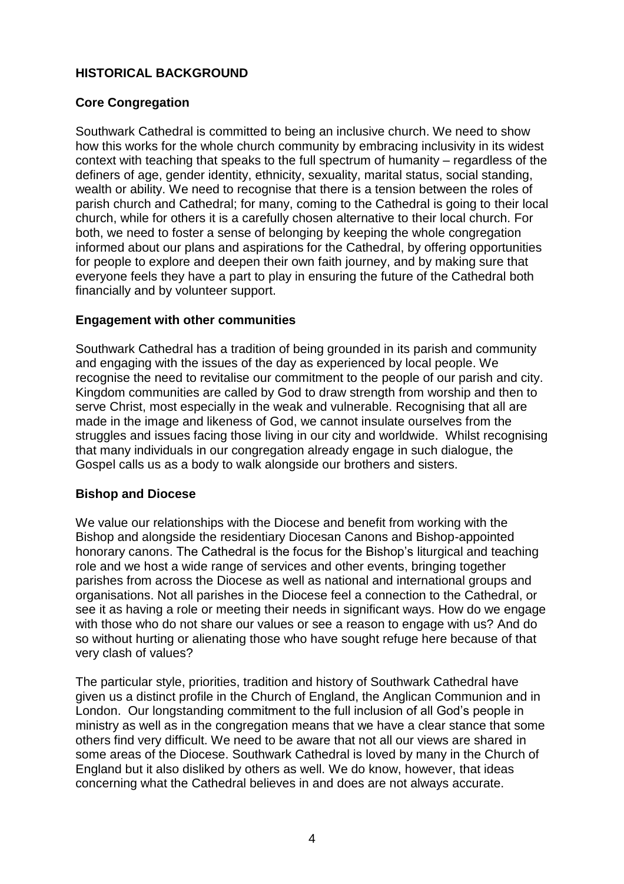## HISTORICAL BACKGROUND

### Core Congregation

Southwark Cathedral is committed to being an inclusive church. We need to show how this works for the whole church community by embracing inclusivity in its widest context with teaching that speaks to the full spectrum of humanity – regardless of the definers of age, gender identity, ethnicity, sexuality, marital status, social standing, wealth or ability. We need to recognise that there is a tension between the roles of parish church and Cathedral; for many, coming to the Cathedral is going to their local church, while for others it is a carefully chosen alternative to their local church. For both, we need to foster a sense of belonging by keeping the whole congregation informed about our plans and aspirations for the Cathedral, by offering opportunities for people to explore and deepen their own faith journey, and by making sure that everyone feels they have a part to play in ensuring the future of the Cathedral both financially and by volunteer support.

### Engagement with other communities

Southwark Cathedral has a tradition of being grounded in its parish and community and engaging with the issues of the day as experienced by local people. We recognise the need to revitalise our commitment to the people of our parish and city. Kingdom communities are called by God to draw strength from worship and then to serve Christ, most especially in the weak and vulnerable. Recognising that all are made in the image and likeness of God, we cannot insulate ourselves from the struggles and issues facing those living in our city and worldwide. Whilst recognising that many individuals in our congregation already engage in such dialogue, the Gospel calls us as a body to walk alongside our brothers and sisters.

### Bishop and Diocese

We value our relationships with the Diocese and benefit from working with the Bishop and alongside the residentiary Diocesan Canons and Bishop-appointed honorary canons. The Cathedral is the focus for the Bishop's liturgical and teaching role and we host a wide range of services and other events, bringing together parishes from across the Diocese as well as national and international groups and organisations. Not all parishes in the Diocese feel a connection to the Cathedral, or see it as having a role or meeting their needs in significant ways. How do we engage with those who do not share our values or see a reason to engage with us? And do so without hurting or alienating those who have sought refuge here because of that very clash of values?

The particular style, priorities, tradition and history of Southwark Cathedral have given us a distinct profile in the Church of England, the Anglican Communion and in London. Our longstanding commitment to the full inclusion of all God's people in ministry as well as in the congregation means that we have a clear stance that some others find very difficult. We need to be aware that not all our views are shared in some areas of the Diocese. Southwark Cathedral is loved by many in the Church of England but it also disliked by others as well. We do know, however, that ideas concerning what the Cathedral believes in and does are not always accurate.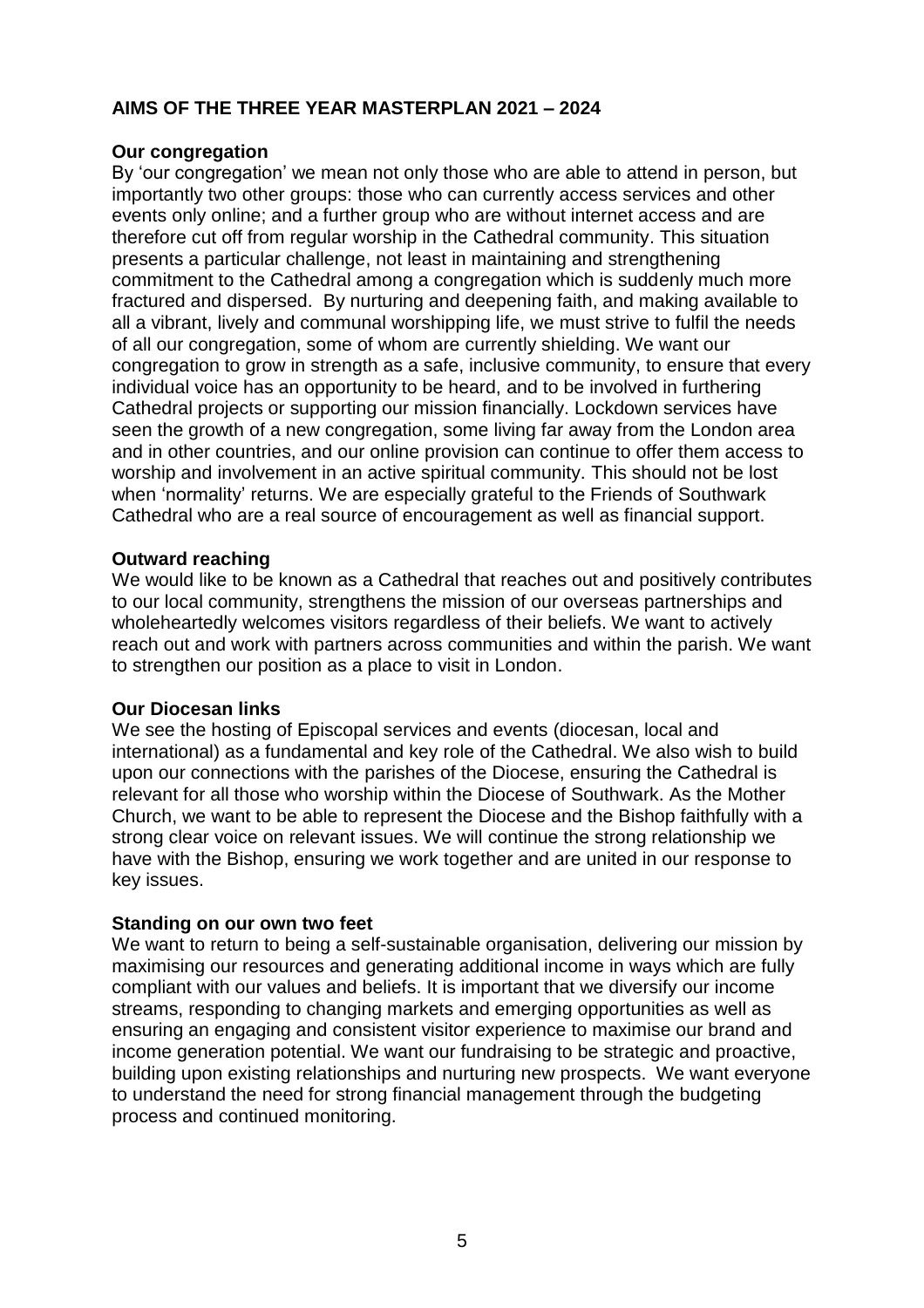## AIMS OF THE THREE YEAR MASTERPLAN 2021 – 2024

### Our congregation

By 'our congregation' we mean not only those who are able to attend in person, but importantly two other groups: those who can currently access services and other events only online; and a further group who are without internet access and are therefore cut off from regular worship in the Cathedral community. This situation presents a particular challenge, not least in maintaining and strengthening commitment to the Cathedral among a congregation which is suddenly much more fractured and dispersed. By nurturing and deepening faith, and making available to all a vibrant, lively and communal worshipping life, we must strive to fulfil the needs of all our congregation, some of whom are currently shielding. We want our congregation to grow in strength as a safe, inclusive community, to ensure that every individual voice has an opportunity to be heard, and to be involved in furthering Cathedral projects or supporting our mission financially. Lockdown services have seen the growth of a new congregation, some living far away from the London area and in other countries, and our online provision can continue to offer them access to worship and involvement in an active spiritual community. This should not be lost when 'normality' returns. We are especially grateful to the Friends of Southwark Cathedral who are a real source of encouragement as well as financial support.

### Outward reaching

We would like to be known as a Cathedral that reaches out and positively contributes to our local community, strengthens the mission of our overseas partnerships and wholeheartedly welcomes visitors regardless of their beliefs. We want to actively reach out and work with partners across communities and within the parish. We want to strengthen our position as a place to visit in London.

### Our Diocesan links

We see the hosting of Episcopal services and events (diocesan, local and international) as a fundamental and key role of the Cathedral. We also wish to build upon our connections with the parishes of the Diocese, ensuring the Cathedral is relevant for all those who worship within the Diocese of Southwark. As the Mother Church, we want to be able to represent the Diocese and the Bishop faithfully with a strong clear voice on relevant issues. We will continue the strong relationship we have with the Bishop, ensuring we work together and are united in our response to key issues.

### Standing on our own two feet

We want to return to being a self-sustainable organisation, delivering our mission by maximising our resources and generating additional income in ways which are fully compliant with our values and beliefs. It is important that we diversify our income streams, responding to changing markets and emerging opportunities as well as ensuring an engaging and consistent visitor experience to maximise our brand and income generation potential. We want our fundraising to be strategic and proactive, building upon existing relationships and nurturing new prospects. We want everyone to understand the need for strong financial management through the budgeting process and continued monitoring.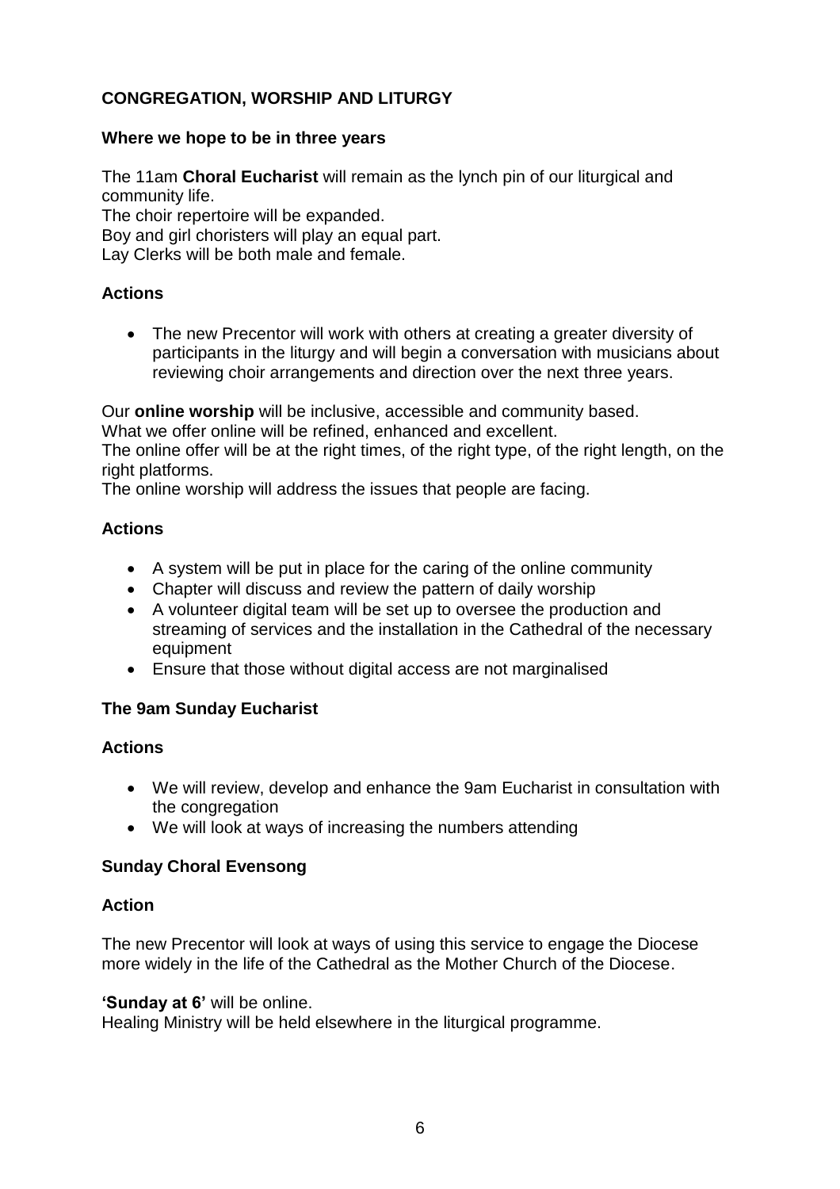## CONGREGATION, WORSHIP AND LITURGY

### Where we hope to be in three years

The 11am **Choral Eucharist** will remain as the lynch pin of our liturgical and community life.
The choir repertoire will be expanded.
Boy and girl choristers will play an equal part.
Lay Clerks will be both male and female.

### Actions

- The new Precentor will work with others at creating a greater diversity of participants in the liturgy and will begin a conversation with musicians about reviewing choir arrangements and direction over the next three years.

Our **online worship** will be inclusive, accessible and community based.
What we offer online will be refined, enhanced and excellent.
The online offer will be at the right times, of the right type, of the right length, on the right platforms.
The online worship will address the issues that people are facing.

### Actions

- A system will be put in place for the caring of the online community
- Chapter will discuss and review the pattern of daily worship
- A volunteer digital team will be set up to oversee the production and streaming of services and the installation in the Cathedral of the necessary equipment
- Ensure that those without digital access are not marginalised

### The 9am Sunday Eucharist

### Actions

- We will review, develop and enhance the 9am Eucharist in consultation with the congregation
- We will look at ways of increasing the numbers attending

### Sunday Choral Evensong

### Action

The new Precentor will look at ways of using this service to engage the Diocese more widely in the life of the Cathedral as the Mother Church of the Diocese.

**'Sunday at 6'** will be online.
Healing Ministry will be held elsewhere in the liturgical programme.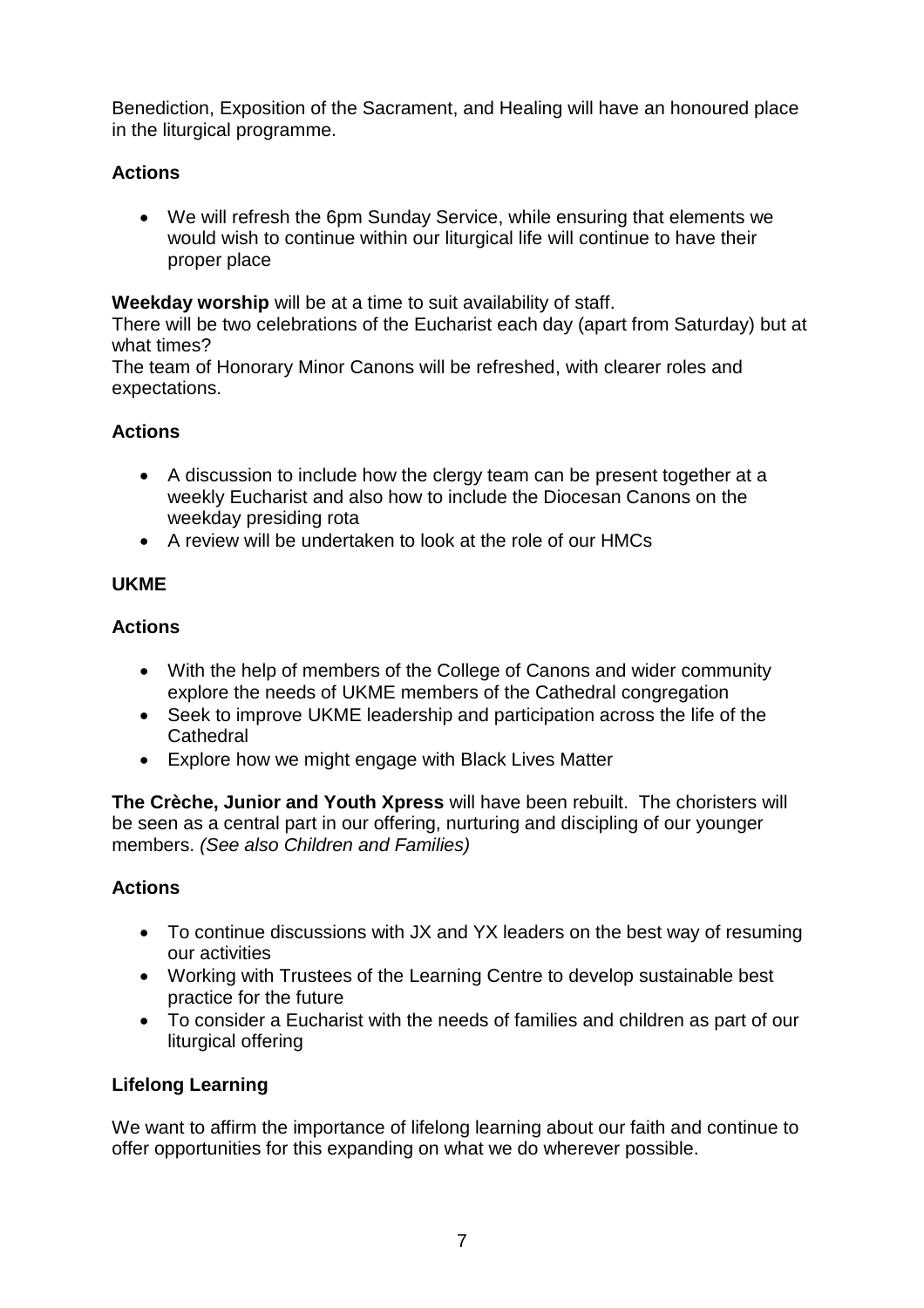Benediction, Exposition of the Sacrament, and Healing will have an honoured place in the liturgical programme.

**Actions**

- We will refresh the 6pm Sunday Service, while ensuring that elements we would wish to continue within our liturgical life will continue to have their proper place

**Weekday worship** will be at a time to suit availability of staff.
There will be two celebrations of the Eucharist each day (apart from Saturday) but at what times?
The team of Honorary Minor Canons will be refreshed, with clearer roles and expectations.

**Actions**

- A discussion to include how the clergy team can be present together at a weekly Eucharist and also how to include the Diocesan Canons on the weekday presiding rota
- A review will be undertaken to look at the role of our HMCs

**UKME**

**Actions**

- With the help of members of the College of Canons and wider community explore the needs of UKME members of the Cathedral congregation
- Seek to improve UKME leadership and participation across the life of the Cathedral
- Explore how we might engage with Black Lives Matter

**The Crèche, Junior and Youth Xpress** will have been rebuilt. The choristers will be seen as a central part in our offering, nurturing and discipling of our younger members. *(See also Children and Families)*

**Actions**

- To continue discussions with JX and YX leaders on the best way of resuming our activities
- Working with Trustees of the Learning Centre to develop sustainable best practice for the future
- To consider a Eucharist with the needs of families and children as part of our liturgical offering

**Lifelong Learning**

We want to affirm the importance of lifelong learning about our faith and continue to offer opportunities for this expanding on what we do wherever possible.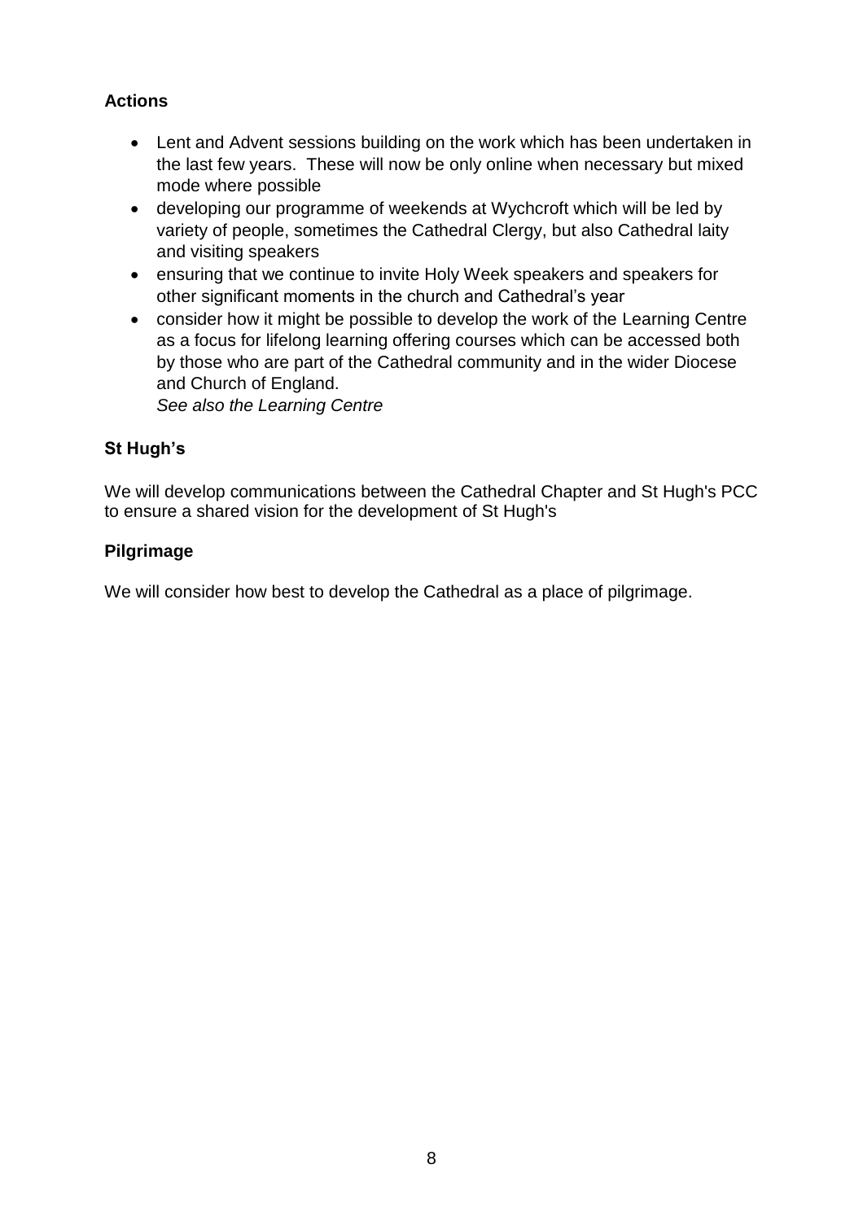**Actions**

- Lent and Advent sessions building on the work which has been undertaken in the last few years. These will now be only online when necessary but mixed mode where possible
- developing our programme of weekends at Wychcroft which will be led by variety of people, sometimes the Cathedral Clergy, but also Cathedral laity and visiting speakers
- ensuring that we continue to invite Holy Week speakers and speakers for other significant moments in the church and Cathedral's year
- consider how it might be possible to develop the work of the Learning Centre as a focus for lifelong learning offering courses which can be accessed both by those who are part of the Cathedral community and in the wider Diocese and Church of England.
  *See also the Learning Centre*

**St Hugh's**

We will develop communications between the Cathedral Chapter and St Hugh's PCC to ensure a shared vision for the development of St Hugh's

**Pilgrimage**

We will consider how best to develop the Cathedral as a place of pilgrimage.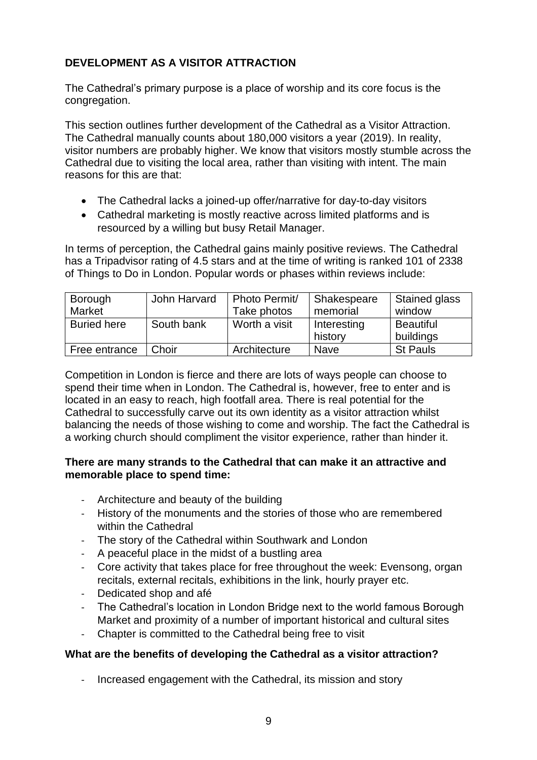**DEVELOPMENT AS A VISITOR ATTRACTION**

The Cathedral's primary purpose is a place of worship and its core focus is the congregation.

This section outlines further development of the Cathedral as a Visitor Attraction. The Cathedral manually counts about 180,000 visitors a year (2019). In reality, visitor numbers are probably higher. We know that visitors mostly stumble across the Cathedral due to visiting the local area, rather than visiting with intent. The main reasons for this are that:

- The Cathedral lacks a joined-up offer/narrative for day-to-day visitors
- Cathedral marketing is mostly reactive across limited platforms and is resourced by a willing but busy Retail Manager.

In terms of perception, the Cathedral gains mainly positive reviews. The Cathedral has a Tripadvisor rating of 4.5 stars and at the time of writing is ranked 101 of 2338 of Things to Do in London. Popular words or phases within reviews include:

| Borough Market | John Harvard | Photo Permit/ Take photos | Shakespeare memorial | Stained glass window |
|---|---|---|---|---|
| Buried here | South bank | Worth a visit | Interesting history | Beautiful buildings |
| Free entrance | Choir | Architecture | Nave | St Pauls |

Competition in London is fierce and there are lots of ways people can choose to spend their time when in London. The Cathedral is, however, free to enter and is located in an easy to reach, high footfall area. There is real potential for the Cathedral to successfully carve out its own identity as a visitor attraction whilst balancing the needs of those wishing to come and worship. The fact the Cathedral is a working church should compliment the visitor experience, rather than hinder it.

**There are many strands to the Cathedral that can make it an attractive and memorable place to spend time:**

- Architecture and beauty of the building
- History of the monuments and the stories of those who are remembered within the Cathedral
- The story of the Cathedral within Southwark and London
- A peaceful place in the midst of a bustling area
- Core activity that takes place for free throughout the week: Evensong, organ recitals, external recitals, exhibitions in the link, hourly prayer etc.
- Dedicated shop and afé
- The Cathedral's location in London Bridge next to the world famous Borough Market and proximity of a number of important historical and cultural sites
- Chapter is committed to the Cathedral being free to visit

**What are the benefits of developing the Cathedral as a visitor attraction?**

- Increased engagement with the Cathedral, its mission and story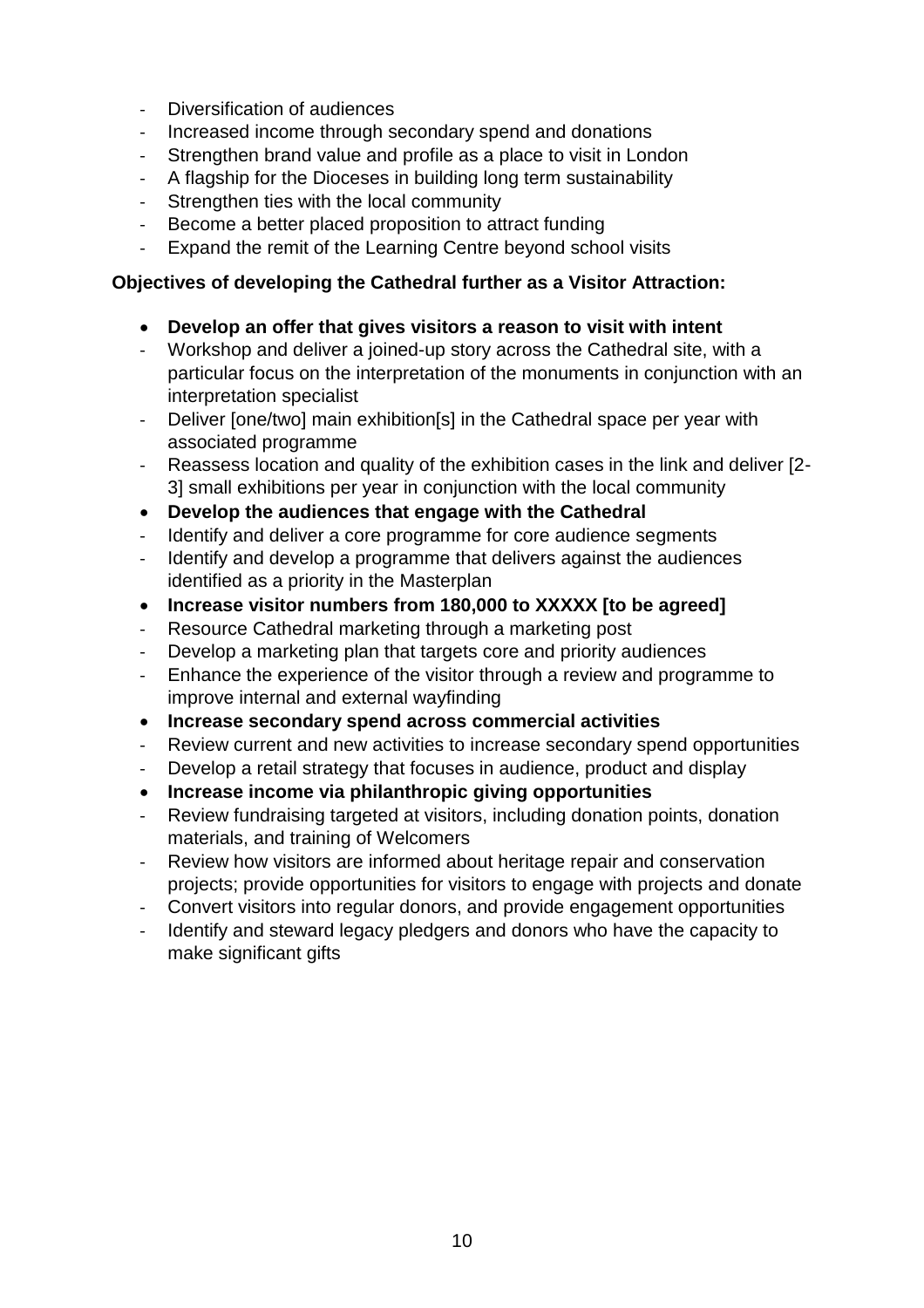- Diversification of audiences
- Increased income through secondary spend and donations
- Strengthen brand value and profile as a place to visit in London
- A flagship for the Dioceses in building long term sustainability
- Strengthen ties with the local community
- Become a better placed proposition to attract funding
- Expand the remit of the Learning Centre beyond school visits

**Objectives of developing the Cathedral further as a Visitor Attraction:**

- **Develop an offer that gives visitors a reason to visit with intent**
  - Workshop and deliver a joined-up story across the Cathedral site, with a particular focus on the interpretation of the monuments in conjunction with an interpretation specialist
  - Deliver [one/two] main exhibition[s] in the Cathedral space per year with associated programme
  - Reassess location and quality of the exhibition cases in the link and deliver [2-3] small exhibitions per year in conjunction with the local community
- **Develop the audiences that engage with the Cathedral**
  - Identify and deliver a core programme for core audience segments
  - Identify and develop a programme that delivers against the audiences identified as a priority in the Masterplan
- **Increase visitor numbers from 180,000 to XXXXX [to be agreed]**
  - Resource Cathedral marketing through a marketing post
  - Develop a marketing plan that targets core and priority audiences
  - Enhance the experience of the visitor through a review and programme to improve internal and external wayfinding
- **Increase secondary spend across commercial activities**
  - Review current and new activities to increase secondary spend opportunities
  - Develop a retail strategy that focuses in audience, product and display
- **Increase income via philanthropic giving opportunities**
  - Review fundraising targeted at visitors, including donation points, donation materials, and training of Welcomers
  - Review how visitors are informed about heritage repair and conservation projects; provide opportunities for visitors to engage with projects and donate
  - Convert visitors into regular donors, and provide engagement opportunities
  - Identify and steward legacy pledgers and donors who have the capacity to make significant gifts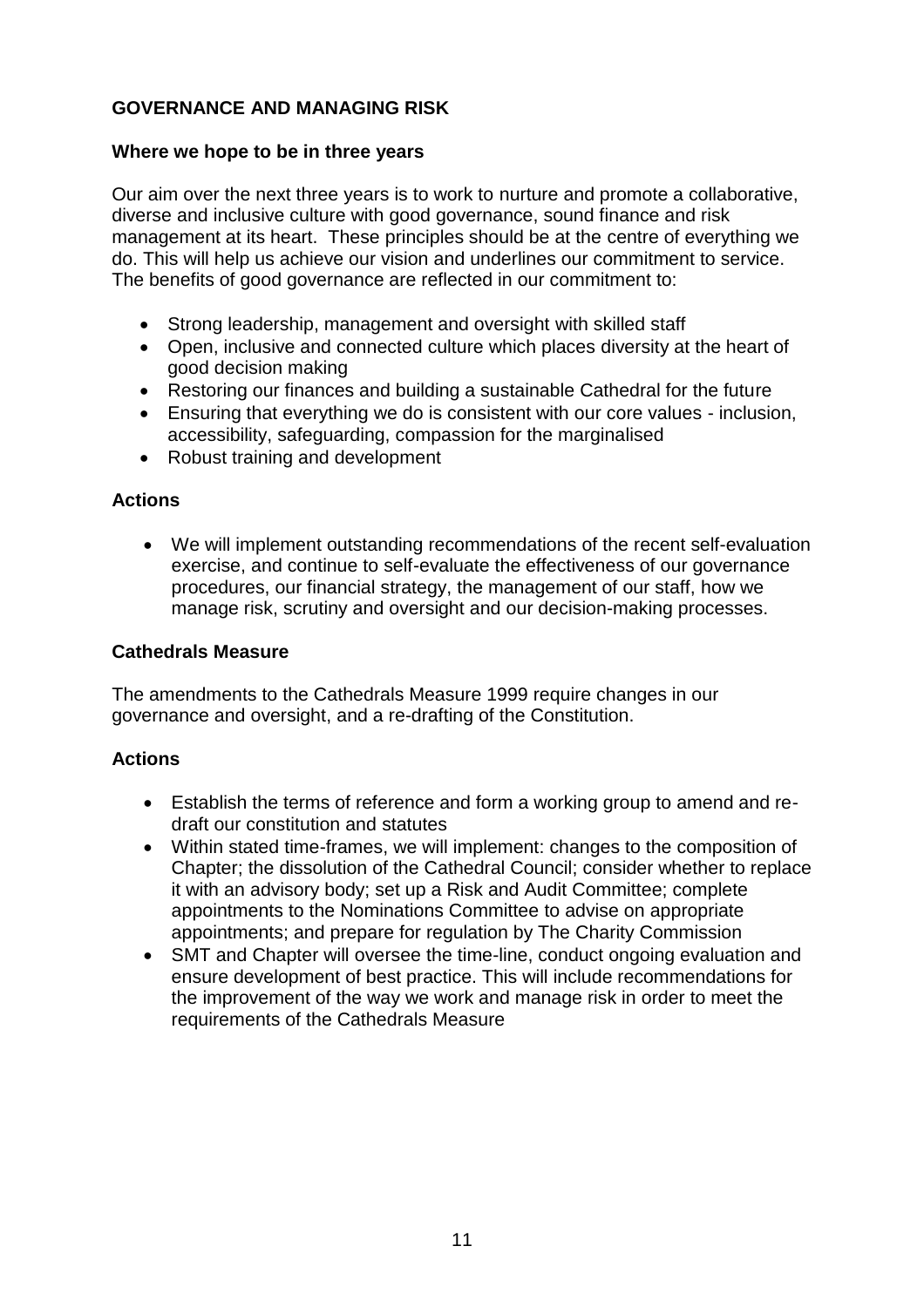## GOVERNANCE AND MANAGING RISK

### Where we hope to be in three years

Our aim over the next three years is to work to nurture and promote a collaborative, diverse and inclusive culture with good governance, sound finance and risk management at its heart. These principles should be at the centre of everything we do. This will help us achieve our vision and underlines our commitment to service. The benefits of good governance are reflected in our commitment to:

- Strong leadership, management and oversight with skilled staff
- Open, inclusive and connected culture which places diversity at the heart of good decision making
- Restoring our finances and building a sustainable Cathedral for the future
- Ensuring that everything we do is consistent with our core values - inclusion, accessibility, safeguarding, compassion for the marginalised
- Robust training and development

### Actions

- We will implement outstanding recommendations of the recent self-evaluation exercise, and continue to self-evaluate the effectiveness of our governance procedures, our financial strategy, the management of our staff, how we manage risk, scrutiny and oversight and our decision-making processes.

### Cathedrals Measure

The amendments to the Cathedrals Measure 1999 require changes in our governance and oversight, and a re-drafting of the Constitution.

### Actions

- Establish the terms of reference and form a working group to amend and re-draft our constitution and statutes
- Within stated time-frames, we will implement: changes to the composition of Chapter; the dissolution of the Cathedral Council; consider whether to replace it with an advisory body; set up a Risk and Audit Committee; complete appointments to the Nominations Committee to advise on appropriate appointments; and prepare for regulation by The Charity Commission
- SMT and Chapter will oversee the time-line, conduct ongoing evaluation and ensure development of best practice. This will include recommendations for the improvement of the way we work and manage risk in order to meet the requirements of the Cathedrals Measure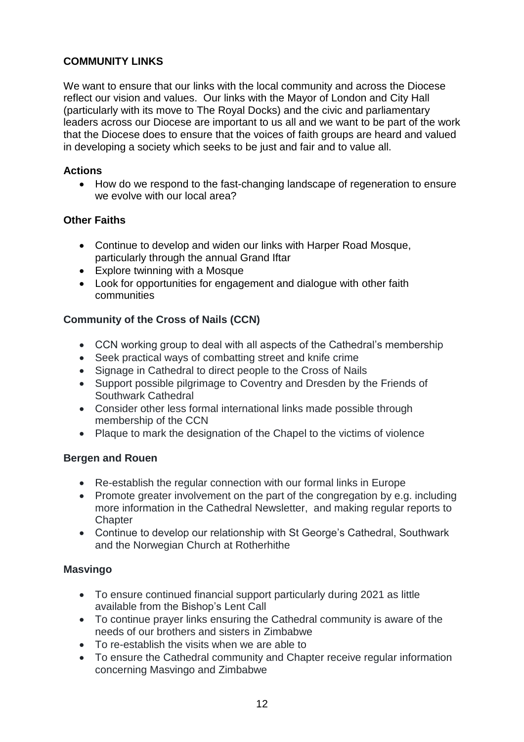## COMMUNITY LINKS

We want to ensure that our links with the local community and across the Diocese reflect our vision and values. Our links with the Mayor of London and City Hall (particularly with its move to The Royal Docks) and the civic and parliamentary leaders across our Diocese are important to us all and we want to be part of the work that the Diocese does to ensure that the voices of faith groups are heard and valued in developing a society which seeks to be just and fair and to value all.

### Actions

- How do we respond to the fast-changing landscape of regeneration to ensure we evolve with our local area?

### Other Faiths

- Continue to develop and widen our links with Harper Road Mosque, particularly through the annual Grand Iftar
- Explore twinning with a Mosque
- Look for opportunities for engagement and dialogue with other faith communities

### Community of the Cross of Nails (CCN)

- CCN working group to deal with all aspects of the Cathedral's membership
- Seek practical ways of combatting street and knife crime
- Signage in Cathedral to direct people to the Cross of Nails
- Support possible pilgrimage to Coventry and Dresden by the Friends of Southwark Cathedral
- Consider other less formal international links made possible through membership of the CCN
- Plaque to mark the designation of the Chapel to the victims of violence

### Bergen and Rouen

- Re-establish the regular connection with our formal links in Europe
- Promote greater involvement on the part of the congregation by e.g. including more information in the Cathedral Newsletter, and making regular reports to Chapter
- Continue to develop our relationship with St George's Cathedral, Southwark and the Norwegian Church at Rotherhithe

### Masvingo

- To ensure continued financial support particularly during 2021 as little available from the Bishop's Lent Call
- To continue prayer links ensuring the Cathedral community is aware of the needs of our brothers and sisters in Zimbabwe
- To re-establish the visits when we are able to
- To ensure the Cathedral community and Chapter receive regular information concerning Masvingo and Zimbabwe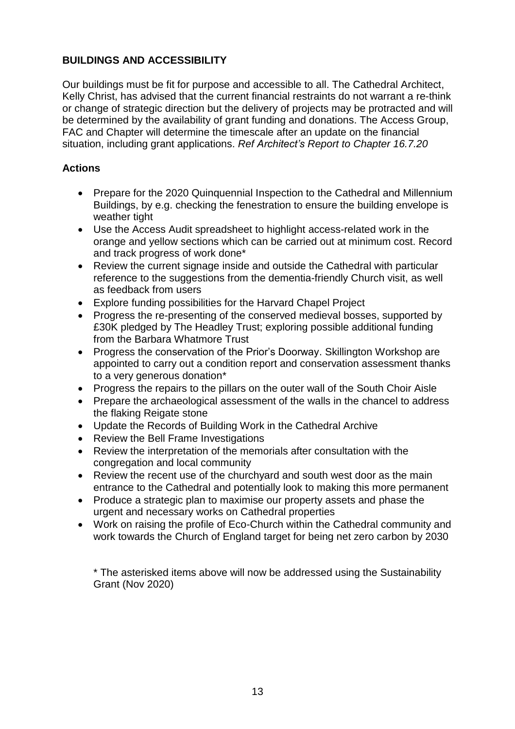## BUILDINGS AND ACCESSIBILITY

Our buildings must be fit for purpose and accessible to all. The Cathedral Architect, Kelly Christ, has advised that the current financial restraints do not warrant a re-think or change of strategic direction but the delivery of projects may be protracted and will be determined by the availability of grant funding and donations. The Access Group, FAC and Chapter will determine the timescale after an update on the financial situation, including grant applications. *Ref Architect's Report to Chapter 16.7.20*

### Actions

- Prepare for the 2020 Quinquennial Inspection to the Cathedral and Millennium Buildings, by e.g. checking the fenestration to ensure the building envelope is weather tight
- Use the Access Audit spreadsheet to highlight access-related work in the orange and yellow sections which can be carried out at minimum cost. Record and track progress of work done*
- Review the current signage inside and outside the Cathedral with particular reference to the suggestions from the dementia-friendly Church visit, as well as feedback from users
- Explore funding possibilities for the Harvard Chapel Project
- Progress the re-presenting of the conserved medieval bosses, supported by £30K pledged by The Headley Trust; exploring possible additional funding from the Barbara Whatmore Trust
- Progress the conservation of the Prior's Doorway. Skillington Workshop are appointed to carry out a condition report and conservation assessment thanks to a very generous donation*
- Progress the repairs to the pillars on the outer wall of the South Choir Aisle
- Prepare the archaeological assessment of the walls in the chancel to address the flaking Reigate stone
- Update the Records of Building Work in the Cathedral Archive
- Review the Bell Frame Investigations
- Review the interpretation of the memorials after consultation with the congregation and local community
- Review the recent use of the churchyard and south west door as the main entrance to the Cathedral and potentially look to making this more permanent
- Produce a strategic plan to maximise our property assets and phase the urgent and necessary works on Cathedral properties
- Work on raising the profile of Eco-Church within the Cathedral community and work towards the Church of England target for being net zero carbon by 2030

\* The asterisked items above will now be addressed using the Sustainability Grant (Nov 2020)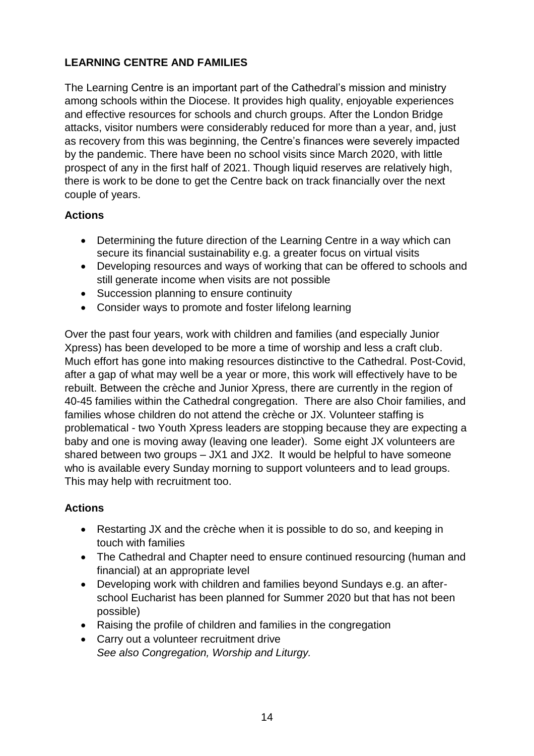## LEARNING CENTRE AND FAMILIES

The Learning Centre is an important part of the Cathedral's mission and ministry among schools within the Diocese. It provides high quality, enjoyable experiences and effective resources for schools and church groups. After the London Bridge attacks, visitor numbers were considerably reduced for more than a year, and, just as recovery from this was beginning, the Centre's finances were severely impacted by the pandemic. There have been no school visits since March 2020, with little prospect of any in the first half of 2021. Though liquid reserves are relatively high, there is work to be done to get the Centre back on track financially over the next couple of years.

### Actions

- Determining the future direction of the Learning Centre in a way which can secure its financial sustainability e.g. a greater focus on virtual visits
- Developing resources and ways of working that can be offered to schools and still generate income when visits are not possible
- Succession planning to ensure continuity
- Consider ways to promote and foster lifelong learning

Over the past four years, work with children and families (and especially Junior Xpress) has been developed to be more a time of worship and less a craft club. Much effort has gone into making resources distinctive to the Cathedral. Post-Covid, after a gap of what may well be a year or more, this work will effectively have to be rebuilt. Between the crèche and Junior Xpress, there are currently in the region of 40-45 families within the Cathedral congregation. There are also Choir families, and families whose children do not attend the crèche or JX. Volunteer staffing is problematical - two Youth Xpress leaders are stopping because they are expecting a baby and one is moving away (leaving one leader). Some eight JX volunteers are shared between two groups – JX1 and JX2. It would be helpful to have someone who is available every Sunday morning to support volunteers and to lead groups. This may help with recruitment too.

### Actions

- Restarting JX and the crèche when it is possible to do so, and keeping in touch with families
- The Cathedral and Chapter need to ensure continued resourcing (human and financial) at an appropriate level
- Developing work with children and families beyond Sundays e.g. an after-school Eucharist has been planned for Summer 2020 but that has not been possible)
- Raising the profile of children and families in the congregation
- Carry out a volunteer recruitment drive
  *See also Congregation, Worship and Liturgy.*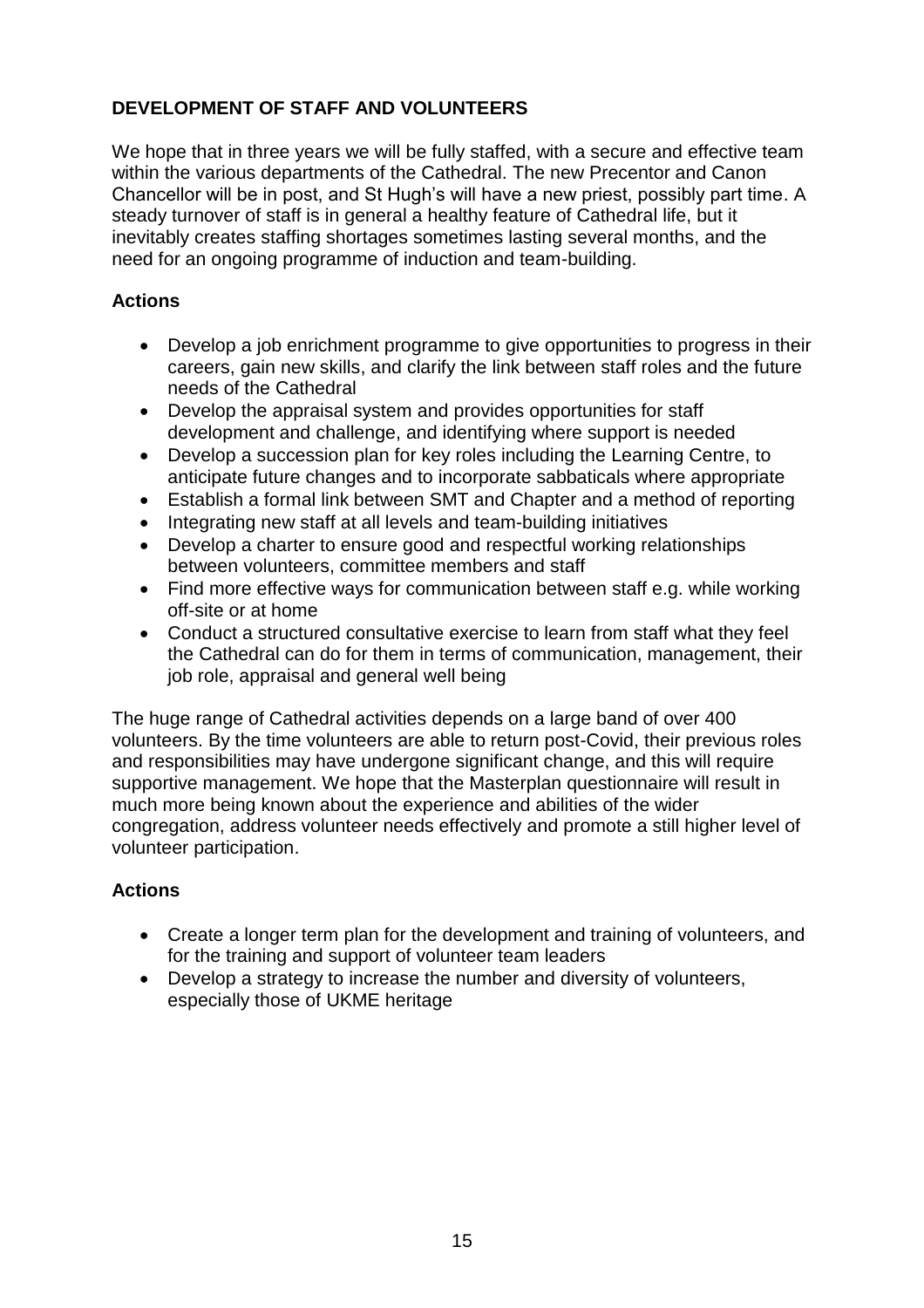## DEVELOPMENT OF STAFF AND VOLUNTEERS

We hope that in three years we will be fully staffed, with a secure and effective team within the various departments of the Cathedral. The new Precentor and Canon Chancellor will be in post, and St Hugh's will have a new priest, possibly part time. A steady turnover of staff is in general a healthy feature of Cathedral life, but it inevitably creates staffing shortages sometimes lasting several months, and the need for an ongoing programme of induction and team-building.

### Actions

- Develop a job enrichment programme to give opportunities to progress in their careers, gain new skills, and clarify the link between staff roles and the future needs of the Cathedral
- Develop the appraisal system and provides opportunities for staff development and challenge, and identifying where support is needed
- Develop a succession plan for key roles including the Learning Centre, to anticipate future changes and to incorporate sabbaticals where appropriate
- Establish a formal link between SMT and Chapter and a method of reporting
- Integrating new staff at all levels and team-building initiatives
- Develop a charter to ensure good and respectful working relationships between volunteers, committee members and staff
- Find more effective ways for communication between staff e.g. while working off-site or at home
- Conduct a structured consultative exercise to learn from staff what they feel the Cathedral can do for them in terms of communication, management, their job role, appraisal and general well being

The huge range of Cathedral activities depends on a large band of over 400 volunteers. By the time volunteers are able to return post-Covid, their previous roles and responsibilities may have undergone significant change, and this will require supportive management. We hope that the Masterplan questionnaire will result in much more being known about the experience and abilities of the wider congregation, address volunteer needs effectively and promote a still higher level of volunteer participation.

### Actions

- Create a longer term plan for the development and training of volunteers, and for the training and support of volunteer team leaders
- Develop a strategy to increase the number and diversity of volunteers, especially those of UKME heritage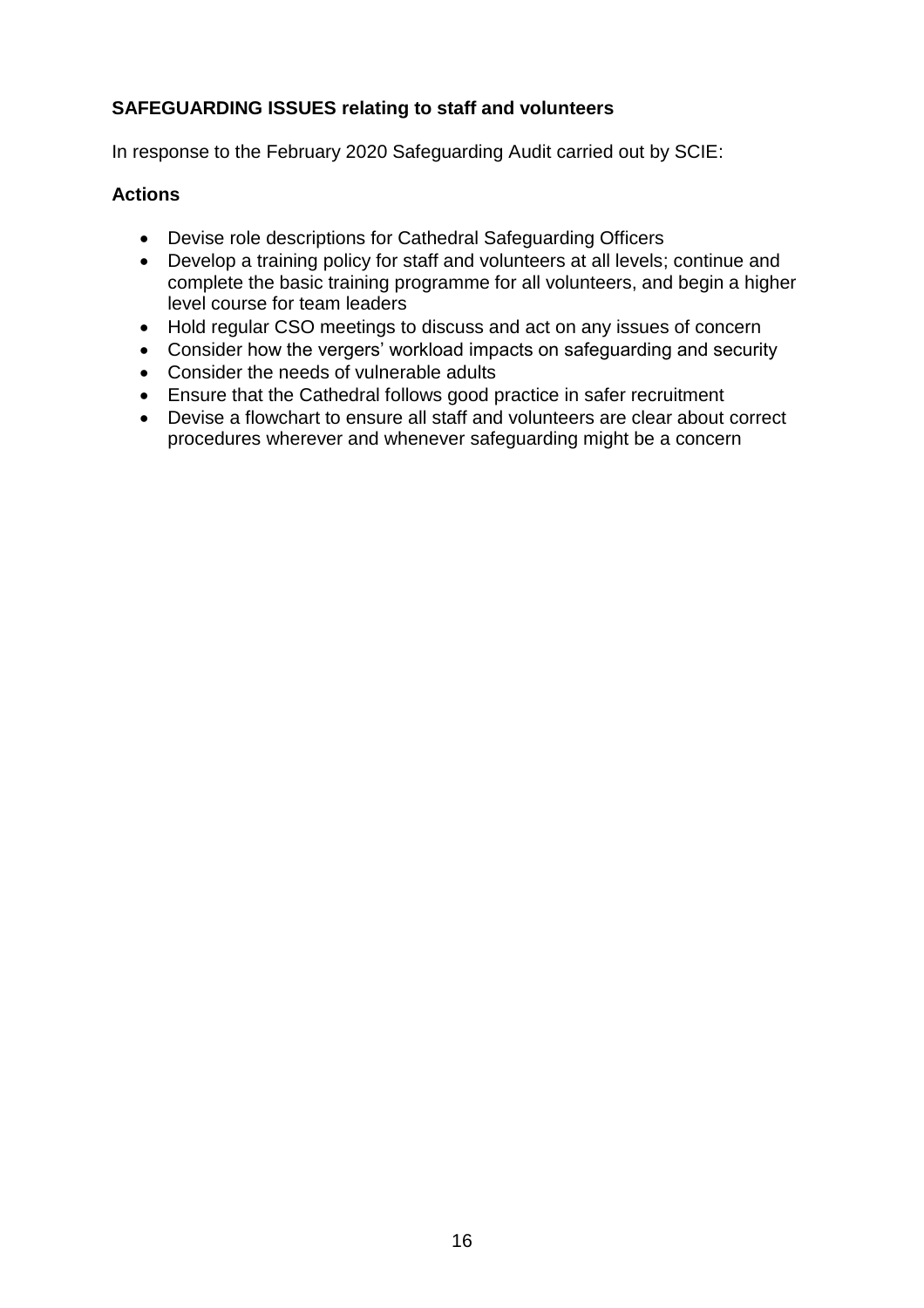**SAFEGUARDING ISSUES relating to staff and volunteers**

In response to the February 2020 Safeguarding Audit carried out by SCIE:

**Actions**

- Devise role descriptions for Cathedral Safeguarding Officers
- Develop a training policy for staff and volunteers at all levels; continue and complete the basic training programme for all volunteers, and begin a higher level course for team leaders
- Hold regular CSO meetings to discuss and act on any issues of concern
- Consider how the vergers' workload impacts on safeguarding and security
- Consider the needs of vulnerable adults
- Ensure that the Cathedral follows good practice in safer recruitment
- Devise a flowchart to ensure all staff and volunteers are clear about correct procedures wherever and whenever safeguarding might be a concern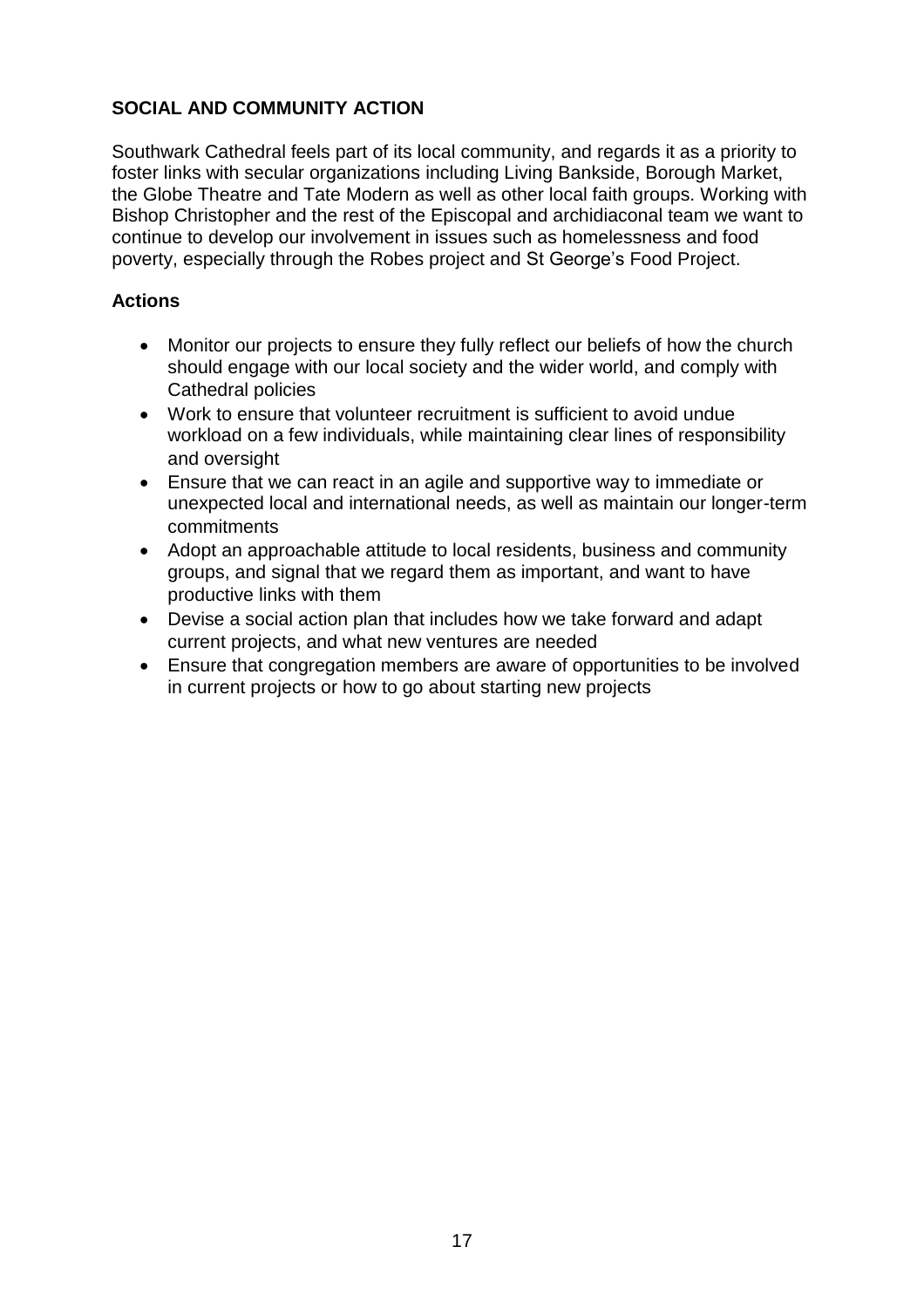## SOCIAL AND COMMUNITY ACTION

Southwark Cathedral feels part of its local community, and regards it as a priority to foster links with secular organizations including Living Bankside, Borough Market, the Globe Theatre and Tate Modern as well as other local faith groups. Working with Bishop Christopher and the rest of the Episcopal and archidiaconal team we want to continue to develop our involvement in issues such as homelessness and food poverty, especially through the Robes project and St George's Food Project.

### Actions

- Monitor our projects to ensure they fully reflect our beliefs of how the church should engage with our local society and the wider world, and comply with Cathedral policies
- Work to ensure that volunteer recruitment is sufficient to avoid undue workload on a few individuals, while maintaining clear lines of responsibility and oversight
- Ensure that we can react in an agile and supportive way to immediate or unexpected local and international needs, as well as maintain our longer-term commitments
- Adopt an approachable attitude to local residents, business and community groups, and signal that we regard them as important, and want to have productive links with them
- Devise a social action plan that includes how we take forward and adapt current projects, and what new ventures are needed
- Ensure that congregation members are aware of opportunities to be involved in current projects or how to go about starting new projects